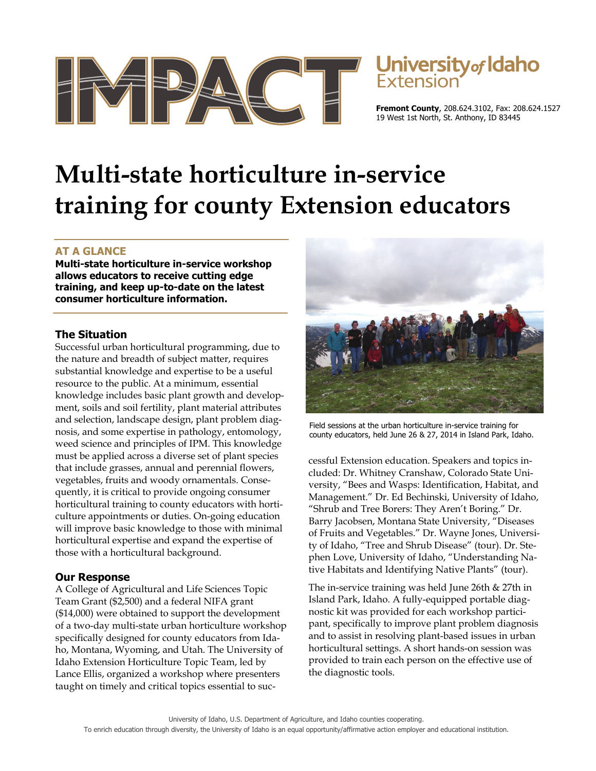# IMPACT

University *of* Idaho Extension

**Fremont County**, 208.624.3102, Fax: 208.624.1527
19 West 1st North, St. Anthony, ID 83445

# Multi-state horticulture in-service training for county Extension educators

## AT A GLANCE

**Multi-state horticulture in-service workshop allows educators to receive cutting edge training, and keep up-to-date on the latest consumer horticulture information.**

### The Situation

Successful urban horticultural programming, due to the nature and breadth of subject matter, requires substantial knowledge and expertise to be a useful resource to the public. At a minimum, essential knowledge includes basic plant growth and development, soils and soil fertility, plant material attributes and selection, landscape design, plant problem diagnosis, and some expertise in pathology, entomology, weed science and principles of IPM. This knowledge must be applied across a diverse set of plant species that include grasses, annual and perennial flowers, vegetables, fruits and woody ornamentals. Consequently, it is critical to provide ongoing consumer horticultural training to county educators with horticulture appointments or duties. On-going education will improve basic knowledge to those with minimal horticultural expertise and expand the expertise of those with a horticultural background.

### Our Response

A College of Agricultural and Life Sciences Topic Team Grant ($2,500) and a federal NIFA grant ($14,000) were obtained to support the development of a two-day multi-state urban horticulture workshop specifically designed for county educators from Idaho, Montana, Wyoming, and Utah. The University of Idaho Extension Horticulture Topic Team, led by Lance Ellis, organized a workshop where presenters taught on timely and critical topics essential to successful Extension education. Speakers and topics included: Dr. Whitney Cranshaw, Colorado State University, "Bees and Wasps: Identification, Habitat, and Management." Dr. Ed Bechinski, University of Idaho, "Shrub and Tree Borers: They Aren't Boring." Dr. Barry Jacobsen, Montana State University, "Diseases of Fruits and Vegetables." Dr. Wayne Jones, University of Idaho, "Tree and Shrub Disease" (tour). Dr. Stephen Love, University of Idaho, "Understanding Native Habitats and Identifying Native Plants" (tour).

Field sessions at the urban horticulture in-service training for county educators, held June 26 & 27, 2014 in Island Park, Idaho.

The in-service training was held June 26th & 27th in Island Park, Idaho. A fully-equipped portable diagnostic kit was provided for each workshop participant, specifically to improve plant problem diagnosis and to assist in resolving plant-based issues in urban horticultural settings. A short hands-on session was provided to train each person on the effective use of the diagnostic tools.

University of Idaho, U.S. Department of Agriculture, and Idaho counties cooperating.
To enrich education through diversity, the University of Idaho is an equal opportunity/affirmative action employer and educational institution.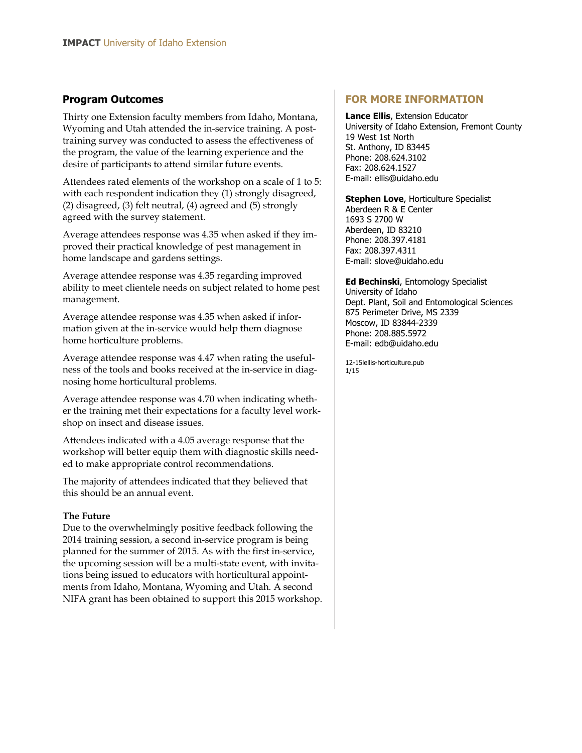## Program Outcomes

Thirty one Extension faculty members from Idaho, Montana, Wyoming and Utah attended the in-service training. A post-training survey was conducted to assess the effectiveness of the program, the value of the learning experience and the desire of participants to attend similar future events.

Attendees rated elements of the workshop on a scale of 1 to 5: with each respondent indication they (1) strongly disagreed, (2) disagreed, (3) felt neutral, (4) agreed and (5) strongly agreed with the survey statement.

Average attendees response was 4.35 when asked if they improved their practical knowledge of pest management in home landscape and gardens settings.

Average attendee response was 4.35 regarding improved ability to meet clientele needs on subject related to home pest management.

Average attendee response was 4.35 when asked if information given at the in-service would help them diagnose home horticulture problems.

Average attendee response was 4.47 when rating the usefulness of the tools and books received at the in-service in diagnosing home horticultural problems.

Average attendee response was 4.70 when indicating whether the training met their expectations for a faculty level workshop on insect and disease issues.

Attendees indicated with a 4.05 average response that the workshop will better equip them with diagnostic skills needed to make appropriate control recommendations.

The majority of attendees indicated that they believed that this should be an annual event.

**The Future**

Due to the overwhelmingly positive feedback following the 2014 training session, a second in-service program is being planned for the summer of 2015. As with the first in-service, the upcoming session will be a multi-state event, with invitations being issued to educators with horticultural appointments from Idaho, Montana, Wyoming and Utah. A second NIFA grant has been obtained to support this 2015 workshop.

## FOR MORE INFORMATION

**Lance Ellis**, Extension Educator
University of Idaho Extension, Fremont County
19 West 1st North
St. Anthony, ID 83445
Phone: 208.624.3102
Fax: 208.624.1527
E-mail: ellis@uidaho.edu

**Stephen Love**, Horticulture Specialist
Aberdeen R & E Center
1693 S 2700 W
Aberdeen, ID 83210
Phone: 208.397.4181
Fax: 208.397.4311
E-mail: slove@uidaho.edu

**Ed Bechinski**, Entomology Specialist
University of Idaho
Dept. Plant, Soil and Entomological Sciences
875 Perimeter Drive, MS 2339
Moscow, ID 83844-2339
Phone: 208.885.5972
E-mail: edb@uidaho.edu

12-15lellis-horticulture.pub
1/15